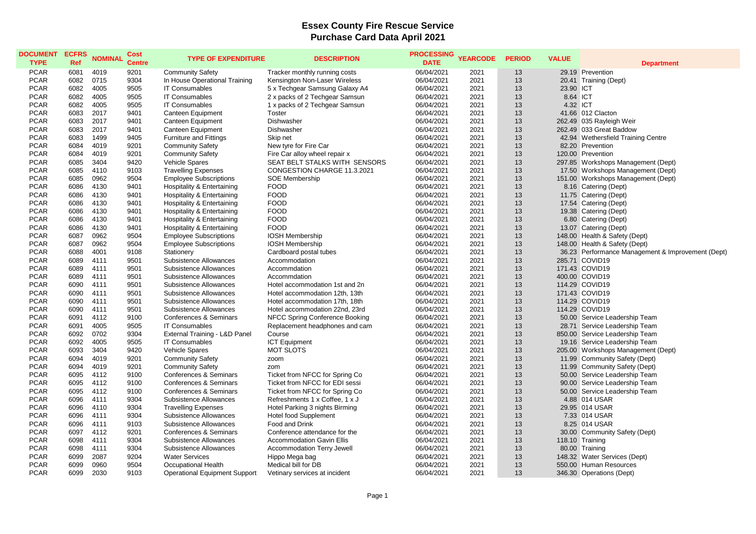# Essex County Fire Rescue Service
## Purchase Card Data April 2021

| DOCUMENT TYPE | ECFRS Ref | NOMINAL | Cost Centre | TYPE OF EXPENDITURE | DESCRIPTION | PROCESSING DATE | YEARCODE | PERIOD | VALUE | Department |
|---|---|---|---|---|---|---|---|---|---|---|
| PCAR | 6081 | 4019 | 9201 | Community Safety | Tracker monthly running costs | 06/04/2021 | 2021 | 13 | 29.19 | Prevention |
| PCAR | 6082 | 0715 | 9304 | In House Operational Training | Kensington Non-Laser Wireless | 06/04/2021 | 2021 | 13 | 20.41 | Training (Dept) |
| PCAR | 6082 | 4005 | 9505 | IT Consumables | 5 x Techgear Samsung Galaxy A4 | 06/04/2021 | 2021 | 13 | 23.90 | ICT |
| PCAR | 6082 | 4005 | 9505 | IT Consumables | 2 x packs of 2 Techgear Samsun | 06/04/2021 | 2021 | 13 | 8.64 | ICT |
| PCAR | 6082 | 4005 | 9505 | IT Consumables | 1 x packs of 2 Techgear Samsun | 06/04/2021 | 2021 | 13 | 4.32 | ICT |
| PCAR | 6083 | 2017 | 9401 | Canteen Equipment | Toster | 06/04/2021 | 2021 | 13 | 41.66 | 012 Clacton |
| PCAR | 6083 | 2017 | 9401 | Canteen Equipment | Dishwasher | 06/04/2021 | 2021 | 13 | 262.49 | 035 Rayleigh Weir |
| PCAR | 6083 | 2017 | 9401 | Canteen Equipment | Dishwasher | 06/04/2021 | 2021 | 13 | 262.49 | 033 Great Baddow |
| PCAR | 6083 | 1499 | 9405 | Furniture and Fittings | Skip net | 06/04/2021 | 2021 | 13 | 42.94 | Wethersfield Training Centre |
| PCAR | 6084 | 4019 | 9201 | Community Safety | New tyre for Fire Car | 06/04/2021 | 2021 | 13 | 82.20 | Prevention |
| PCAR | 6084 | 4019 | 9201 | Community Safety | Fire Car alloy wheel repair x | 06/04/2021 | 2021 | 13 | 120.00 | Prevention |
| PCAR | 6085 | 3404 | 9420 | Vehicle Spares | SEAT BELT STALKS WITH SENSORS | 06/04/2021 | 2021 | 13 | 297.85 | Workshops Management (Dept) |
| PCAR | 6085 | 4110 | 9103 | Travelling Expenses | CONGESTION CHARGE 11.3.2021 | 06/04/2021 | 2021 | 13 | 17.50 | Workshops Management (Dept) |
| PCAR | 6085 | 0962 | 9504 | Employee Subscriptions | SOE Membership | 06/04/2021 | 2021 | 13 | 151.00 | Workshops Management (Dept) |
| PCAR | 6086 | 4130 | 9401 | Hospitality & Entertaining | FOOD | 06/04/2021 | 2021 | 13 | 8.16 | Catering (Dept) |
| PCAR | 6086 | 4130 | 9401 | Hospitality & Entertaining | FOOD | 06/04/2021 | 2021 | 13 | 11.75 | Catering (Dept) |
| PCAR | 6086 | 4130 | 9401 | Hospitality & Entertaining | FOOD | 06/04/2021 | 2021 | 13 | 17.54 | Catering (Dept) |
| PCAR | 6086 | 4130 | 9401 | Hospitality & Entertaining | FOOD | 06/04/2021 | 2021 | 13 | 19.38 | Catering (Dept) |
| PCAR | 6086 | 4130 | 9401 | Hospitality & Entertaining | FOOD | 06/04/2021 | 2021 | 13 | 6.80 | Catering (Dept) |
| PCAR | 6086 | 4130 | 9401 | Hospitality & Entertaining | FOOD | 06/04/2021 | 2021 | 13 | 13.07 | Catering (Dept) |
| PCAR | 6087 | 0962 | 9504 | Employee Subscriptions | IOSH Membership | 06/04/2021 | 2021 | 13 | 148.00 | Health & Safety (Dept) |
| PCAR | 6087 | 0962 | 9504 | Employee Subscriptions | IOSH Membership | 06/04/2021 | 2021 | 13 | 148.00 | Health & Safety (Dept) |
| PCAR | 6088 | 4001 | 9108 | Stationery | Cardboard postal tubes | 06/04/2021 | 2021 | 13 | 36.23 | Performance Management & Improvement (Dept) |
| PCAR | 6089 | 4111 | 9501 | Subsistence Allowances | Accommodation | 06/04/2021 | 2021 | 13 | 285.71 | COVID19 |
| PCAR | 6089 | 4111 | 9501 | Subsistence Allowances | Accommdation | 06/04/2021 | 2021 | 13 | 171.43 | COVID19 |
| PCAR | 6089 | 4111 | 9501 | Subsistence Allowances | Accommdation | 06/04/2021 | 2021 | 13 | 400.00 | COVID19 |
| PCAR | 6090 | 4111 | 9501 | Subsistence Allowances | Hotel accommodation 1st and 2n | 06/04/2021 | 2021 | 13 | 114.29 | COVID19 |
| PCAR | 6090 | 4111 | 9501 | Subsistence Allowances | Hotel accommodation 12th, 13th | 06/04/2021 | 2021 | 13 | 171.43 | COVID19 |
| PCAR | 6090 | 4111 | 9501 | Subsistence Allowances | Hotel accommodation 17th, 18th | 06/04/2021 | 2021 | 13 | 114.29 | COVID19 |
| PCAR | 6090 | 4111 | 9501 | Subsistence Allowances | Hotel accommodation 22nd, 23rd | 06/04/2021 | 2021 | 13 | 114.29 | COVID19 |
| PCAR | 6091 | 4112 | 9100 | Conferences & Seminars | NFCC Spring Conference Booking | 06/04/2021 | 2021 | 13 | 50.00 | Service Leadership Team |
| PCAR | 6091 | 4005 | 9505 | IT Consumables | Replacement headphones and cam | 06/04/2021 | 2021 | 13 | 28.71 | Service Leadership Team |
| PCAR | 6092 | 0702 | 9304 | External Training - L&D Panel | Course | 06/04/2021 | 2021 | 13 | 850.00 | Service Leadership Team |
| PCAR | 6092 | 4005 | 9505 | IT Consumables | ICT Equipment | 06/04/2021 | 2021 | 13 | 19.16 | Service Leadership Team |
| PCAR | 6093 | 3404 | 9420 | Vehicle Spares | MOT SLOTS | 06/04/2021 | 2021 | 13 | 205.00 | Workshops Management (Dept) |
| PCAR | 6094 | 4019 | 9201 | Community Safety | zoom | 06/04/2021 | 2021 | 13 | 11.99 | Community Safety (Dept) |
| PCAR | 6094 | 4019 | 9201 | Community Safety | zom | 06/04/2021 | 2021 | 13 | 11.99 | Community Safety (Dept) |
| PCAR | 6095 | 4112 | 9100 | Conferences & Seminars | Ticket from NFCC for Spring Co | 06/04/2021 | 2021 | 13 | 50.00 | Service Leadership Team |
| PCAR | 6095 | 4112 | 9100 | Conferences & Seminars | Ticket from NFCC for EDI sessi | 06/04/2021 | 2021 | 13 | 90.00 | Service Leadership Team |
| PCAR | 6095 | 4112 | 9100 | Conferences & Seminars | Ticket from NFCC for Spring Co | 06/04/2021 | 2021 | 13 | 50.00 | Service Leadership Team |
| PCAR | 6096 | 4111 | 9304 | Subsistence Allowances | Refreshments 1 x Coffee, 1 x J | 06/04/2021 | 2021 | 13 | 4.88 | 014 USAR |
| PCAR | 6096 | 4110 | 9304 | Travelling Expenses | Hotel Parking 3 nights Birming | 06/04/2021 | 2021 | 13 | 29.95 | 014 USAR |
| PCAR | 6096 | 4111 | 9304 | Subsistence Allowances | Hotel food Supplement | 06/04/2021 | 2021 | 13 | 7.33 | 014 USAR |
| PCAR | 6096 | 4111 | 9103 | Subsistence Allowances | Food and Drink | 06/04/2021 | 2021 | 13 | 8.25 | 014 USAR |
| PCAR | 6097 | 4112 | 9201 | Conferences & Seminars | Conference attendance for the | 06/04/2021 | 2021 | 13 | 30.00 | Community Safety (Dept) |
| PCAR | 6098 | 4111 | 9304 | Subsistence Allowances | Accommodation Gavin Ellis | 06/04/2021 | 2021 | 13 | 118.10 | Training |
| PCAR | 6098 | 4111 | 9304 | Subsistence Allowances | Accommodation Terry Jewell | 06/04/2021 | 2021 | 13 | 80.00 | Training |
| PCAR | 6099 | 2087 | 9204 | Water Services | Hippo Mega bag | 06/04/2021 | 2021 | 13 | 148.32 | Water Services (Dept) |
| PCAR | 6099 | 0960 | 9504 | Occupational Health | Medical bill for DB | 06/04/2021 | 2021 | 13 | 550.00 | Human Resources |
| PCAR | 6099 | 2030 | 9103 | Operational Equipment Support | Vetinary services at incident | 06/04/2021 | 2021 | 13 | 346.30 | Operations (Dept) |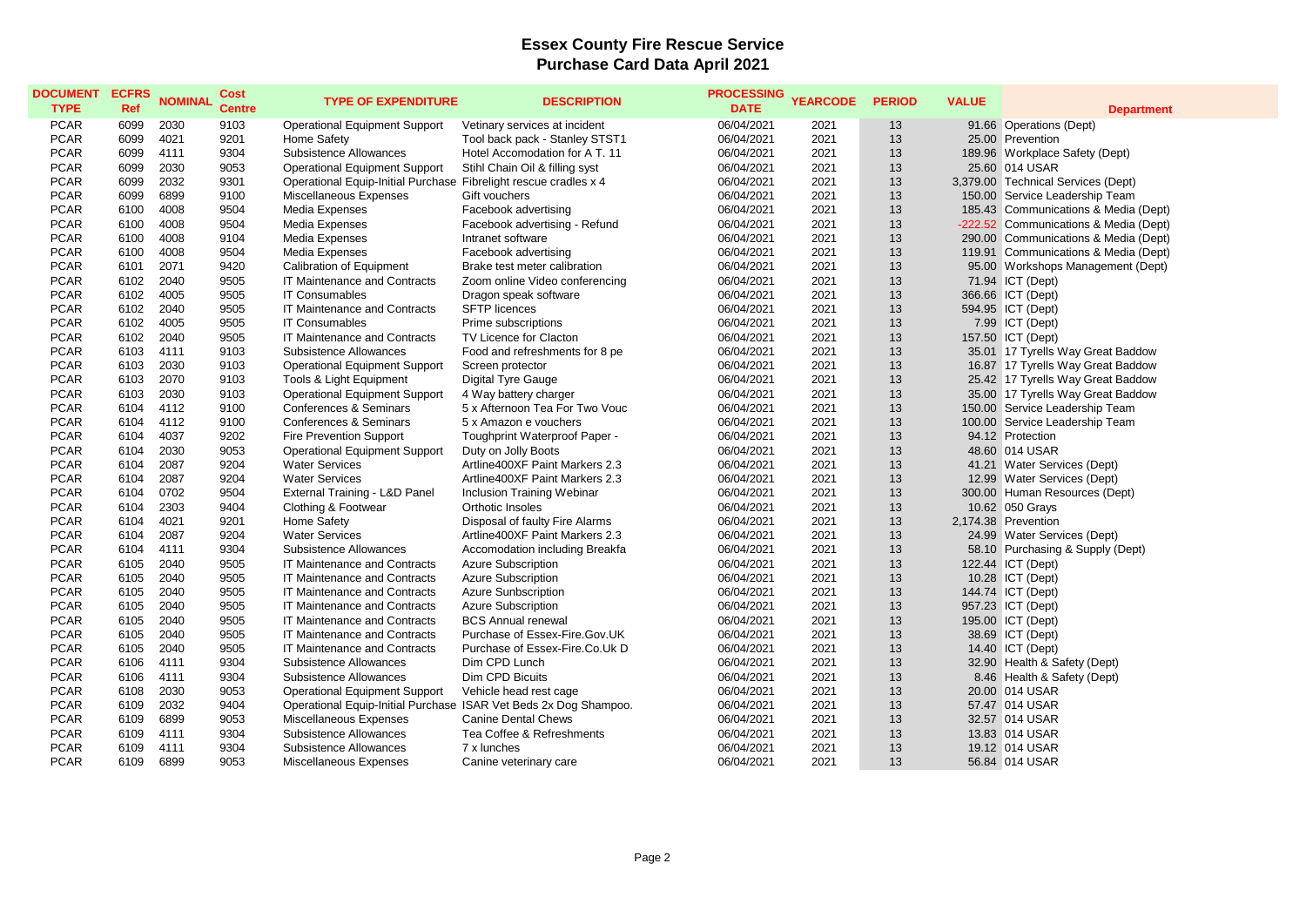# Essex County Fire Rescue Service
## Purchase Card Data April 2021

| DOCUMENT TYPE | ECFRS Ref | NOMINAL | Cost Centre | TYPE OF EXPENDITURE | DESCRIPTION | PROCESSING DATE | YEARCODE | PERIOD | VALUE | Department |
|---|---|---|---|---|---|---|---|---|---|---|
| PCAR | 6099 | 2030 | 9103 | Operational Equipment Support | Vetinary services at incident | 06/04/2021 | 2021 | 13 | 91.66 | Operations (Dept) |
| PCAR | 6099 | 4021 | 9201 | Home Safety | Tool back pack - Stanley STST1 | 06/04/2021 | 2021 | 13 | 25.00 | Prevention |
| PCAR | 6099 | 4111 | 9304 | Subsistence Allowances | Hotel Accomodation for A T. 11 | 06/04/2021 | 2021 | 13 | 189.96 | Workplace Safety (Dept) |
| PCAR | 6099 | 2030 | 9053 | Operational Equipment Support | Stihl Chain Oil & filling syst | 06/04/2021 | 2021 | 13 | 25.60 | 014 USAR |
| PCAR | 6099 | 2032 | 9301 | Operational Equip-Initial Purchase | Fibrelight rescue cradles x 4 | 06/04/2021 | 2021 | 13 | 3,379.00 | Technical Services (Dept) |
| PCAR | 6099 | 6899 | 9100 | Miscellaneous Expenses | Gift vouchers | 06/04/2021 | 2021 | 13 | 150.00 | Service Leadership Team |
| PCAR | 6100 | 4008 | 9504 | Media Expenses | Facebook advertising | 06/04/2021 | 2021 | 13 | 185.43 | Communications & Media (Dept) |
| PCAR | 6100 | 4008 | 9504 | Media Expenses | Facebook advertising - Refund | 06/04/2021 | 2021 | 13 | -222.52 | Communications & Media (Dept) |
| PCAR | 6100 | 4008 | 9104 | Media Expenses | Intranet software | 06/04/2021 | 2021 | 13 | 290.00 | Communications & Media (Dept) |
| PCAR | 6100 | 4008 | 9504 | Media Expenses | Facebook advertising | 06/04/2021 | 2021 | 13 | 119.91 | Communications & Media (Dept) |
| PCAR | 6101 | 2071 | 9420 | Calibration of Equipment | Brake test meter calibration | 06/04/2021 | 2021 | 13 | 95.00 | Workshops Management (Dept) |
| PCAR | 6102 | 2040 | 9505 | IT Maintenance and Contracts | Zoom online Video conferencing | 06/04/2021 | 2021 | 13 | 71.94 | ICT (Dept) |
| PCAR | 6102 | 4005 | 9505 | IT Consumables | Dragon speak software | 06/04/2021 | 2021 | 13 | 366.66 | ICT (Dept) |
| PCAR | 6102 | 2040 | 9505 | IT Maintenance and Contracts | SFTP licences | 06/04/2021 | 2021 | 13 | 594.95 | ICT (Dept) |
| PCAR | 6102 | 4005 | 9505 | IT Consumables | Prime subscriptions | 06/04/2021 | 2021 | 13 | 7.99 | ICT (Dept) |
| PCAR | 6102 | 2040 | 9505 | IT Maintenance and Contracts | TV Licence for Clacton | 06/04/2021 | 2021 | 13 | 157.50 | ICT (Dept) |
| PCAR | 6103 | 4111 | 9103 | Subsistence Allowances | Food and refreshments for 8 pe | 06/04/2021 | 2021 | 13 | 35.01 | 17 Tyrells Way Great Baddow |
| PCAR | 6103 | 2030 | 9103 | Operational Equipment Support | Screen protector | 06/04/2021 | 2021 | 13 | 16.87 | 17 Tyrells Way Great Baddow |
| PCAR | 6103 | 2070 | 9103 | Tools & Light Equipment | Digital Tyre Gauge | 06/04/2021 | 2021 | 13 | 25.42 | 17 Tyrells Way Great Baddow |
| PCAR | 6103 | 2030 | 9103 | Operational Equipment Support | 4 Way battery charger | 06/04/2021 | 2021 | 13 | 35.00 | 17 Tyrells Way Great Baddow |
| PCAR | 6104 | 4112 | 9100 | Conferences & Seminars | 5 x Afternoon Tea For Two Vouc | 06/04/2021 | 2021 | 13 | 150.00 | Service Leadership Team |
| PCAR | 6104 | 4112 | 9100 | Conferences & Seminars | 5 x Amazon e vouchers | 06/04/2021 | 2021 | 13 | 100.00 | Service Leadership Team |
| PCAR | 6104 | 4037 | 9202 | Fire Prevention Support | Toughprint Waterproof Paper - | 06/04/2021 | 2021 | 13 | 94.12 | Protection |
| PCAR | 6104 | 2030 | 9053 | Operational Equipment Support | Duty on Jolly Boots | 06/04/2021 | 2021 | 13 | 48.60 | 014 USAR |
| PCAR | 6104 | 2087 | 9204 | Water Services | Artline400XF Paint Markers 2.3 | 06/04/2021 | 2021 | 13 | 41.21 | Water Services (Dept) |
| PCAR | 6104 | 2087 | 9204 | Water Services | Artline400XF Paint Markers 2.3 | 06/04/2021 | 2021 | 13 | 12.99 | Water Services (Dept) |
| PCAR | 6104 | 0702 | 9504 | External Training - L&D Panel | Inclusion Training Webinar | 06/04/2021 | 2021 | 13 | 300.00 | Human Resources (Dept) |
| PCAR | 6104 | 2303 | 9404 | Clothing & Footwear | Orthotic Insoles | 06/04/2021 | 2021 | 13 | 10.62 | 050 Grays |
| PCAR | 6104 | 4021 | 9201 | Home Safety | Disposal of faulty Fire Alarms | 06/04/2021 | 2021 | 13 | 2,174.38 | Prevention |
| PCAR | 6104 | 2087 | 9204 | Water Services | Artline400XF Paint Markers 2.3 | 06/04/2021 | 2021 | 13 | 24.99 | Water Services (Dept) |
| PCAR | 6104 | 4111 | 9304 | Subsistence Allowances | Accomodation including Breakfa | 06/04/2021 | 2021 | 13 | 58.10 | Purchasing & Supply (Dept) |
| PCAR | 6105 | 2040 | 9505 | IT Maintenance and Contracts | Azure Subscription | 06/04/2021 | 2021 | 13 | 122.44 | ICT (Dept) |
| PCAR | 6105 | 2040 | 9505 | IT Maintenance and Contracts | Azure Subscription | 06/04/2021 | 2021 | 13 | 10.28 | ICT (Dept) |
| PCAR | 6105 | 2040 | 9505 | IT Maintenance and Contracts | Azure Sunbscription | 06/04/2021 | 2021 | 13 | 144.74 | ICT (Dept) |
| PCAR | 6105 | 2040 | 9505 | IT Maintenance and Contracts | Azure Subscription | 06/04/2021 | 2021 | 13 | 957.23 | ICT (Dept) |
| PCAR | 6105 | 2040 | 9505 | IT Maintenance and Contracts | BCS Annual renewal | 06/04/2021 | 2021 | 13 | 195.00 | ICT (Dept) |
| PCAR | 6105 | 2040 | 9505 | IT Maintenance and Contracts | Purchase of Essex-Fire.Gov.UK | 06/04/2021 | 2021 | 13 | 38.69 | ICT (Dept) |
| PCAR | 6105 | 2040 | 9505 | IT Maintenance and Contracts | Purchase of Essex-Fire.Co.Uk D | 06/04/2021 | 2021 | 13 | 14.40 | ICT (Dept) |
| PCAR | 6106 | 4111 | 9304 | Subsistence Allowances | Dim CPD Lunch | 06/04/2021 | 2021 | 13 | 32.90 | Health & Safety (Dept) |
| PCAR | 6106 | 4111 | 9304 | Subsistence Allowances | Dim CPD Bicuits | 06/04/2021 | 2021 | 13 | 8.46 | Health & Safety (Dept) |
| PCAR | 6108 | 2030 | 9053 | Operational Equipment Support | Vehicle head rest cage | 06/04/2021 | 2021 | 13 | 20.00 | 014 USAR |
| PCAR | 6109 | 2032 | 9404 | Operational Equip-Initial Purchase | ISAR Vet Beds 2x Dog Shampoo. | 06/04/2021 | 2021 | 13 | 57.47 | 014 USAR |
| PCAR | 6109 | 6899 | 9053 | Miscellaneous Expenses | Canine Dental Chews | 06/04/2021 | 2021 | 13 | 32.57 | 014 USAR |
| PCAR | 6109 | 4111 | 9304 | Subsistence Allowances | Tea Coffee & Refreshments | 06/04/2021 | 2021 | 13 | 13.83 | 014 USAR |
| PCAR | 6109 | 4111 | 9304 | Subsistence Allowances | 7 x lunches | 06/04/2021 | 2021 | 13 | 19.12 | 014 USAR |
| PCAR | 6109 | 6899 | 9053 | Miscellaneous Expenses | Canine veterinary care | 06/04/2021 | 2021 | 13 | 56.84 | 014 USAR |